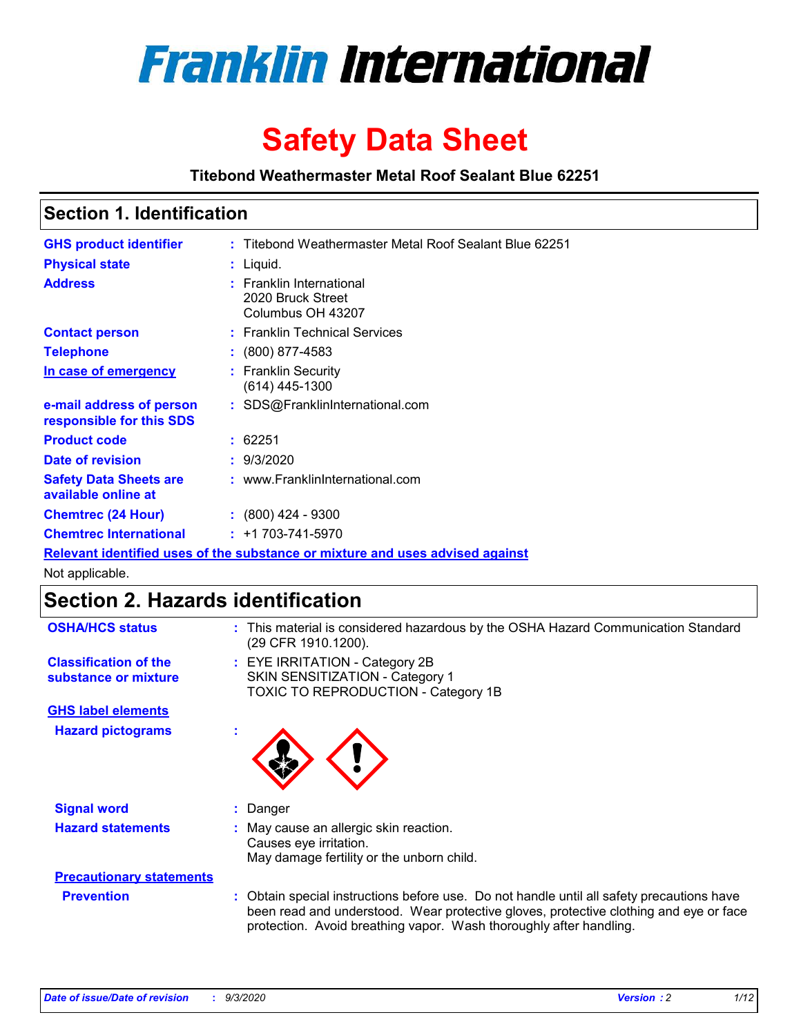# Franklin International

# Safety Data Sheet

**Titebond Weathermaster Metal Roof Sealant Blue 62251**

## Section 1. Identification

| | | |
|---|---|---|
| **GHS product identifier** | : | Titebond Weathermaster Metal Roof Sealant Blue 62251 |
| **Physical state** | : | Liquid. |
| **Address** | : | Franklin International<br>2020 Bruck Street<br>Columbus OH 43207 |
| **Contact person** | : | Franklin Technical Services |
| **Telephone** | : | (800) 877-4583 |
| **In case of emergency** | : | Franklin Security<br>(614) 445-1300 |
| **e-mail address of person responsible for this SDS** | : | SDS@FranklinInternational.com |
| **Product code** | : | 62251 |
| **Date of revision** | : | 9/3/2020 |
| **Safety Data Sheets are available online at** | : | www.FranklinInternational.com |
| **Chemtrec (24 Hour)** | : | (800) 424 - 9300 |
| **Chemtrec International** | : | +1 703-741-5970 |

**Relevant identified uses of the substance or mixture and uses advised against**

Not applicable.

## Section 2. Hazards identification

| | | |
|---|---|---|
| **OSHA/HCS status** | : | This material is considered hazardous by the OSHA Hazard Communication Standard (29 CFR 1910.1200). |
| **Classification of the substance or mixture** | : | EYE IRRITATION - Category 2B<br>SKIN SENSITIZATION - Category 1<br>TOXIC TO REPRODUCTION - Category 1B |

**GHS label elements**

| | | |
|---|---|---|
| **Hazard pictograms** | : | |
| **Signal word** | : | Danger |
| **Hazard statements** | : | May cause an allergic skin reaction.<br>Causes eye irritation.<br>May damage fertility or the unborn child. |

**Precautionary statements**

| | | |
|---|---|---|
| **Prevention** | : | Obtain special instructions before use. Do not handle until all safety precautions have been read and understood. Wear protective gloves, protective clothing and eye or face protection. Avoid breathing vapor. Wash thoroughly after handling. |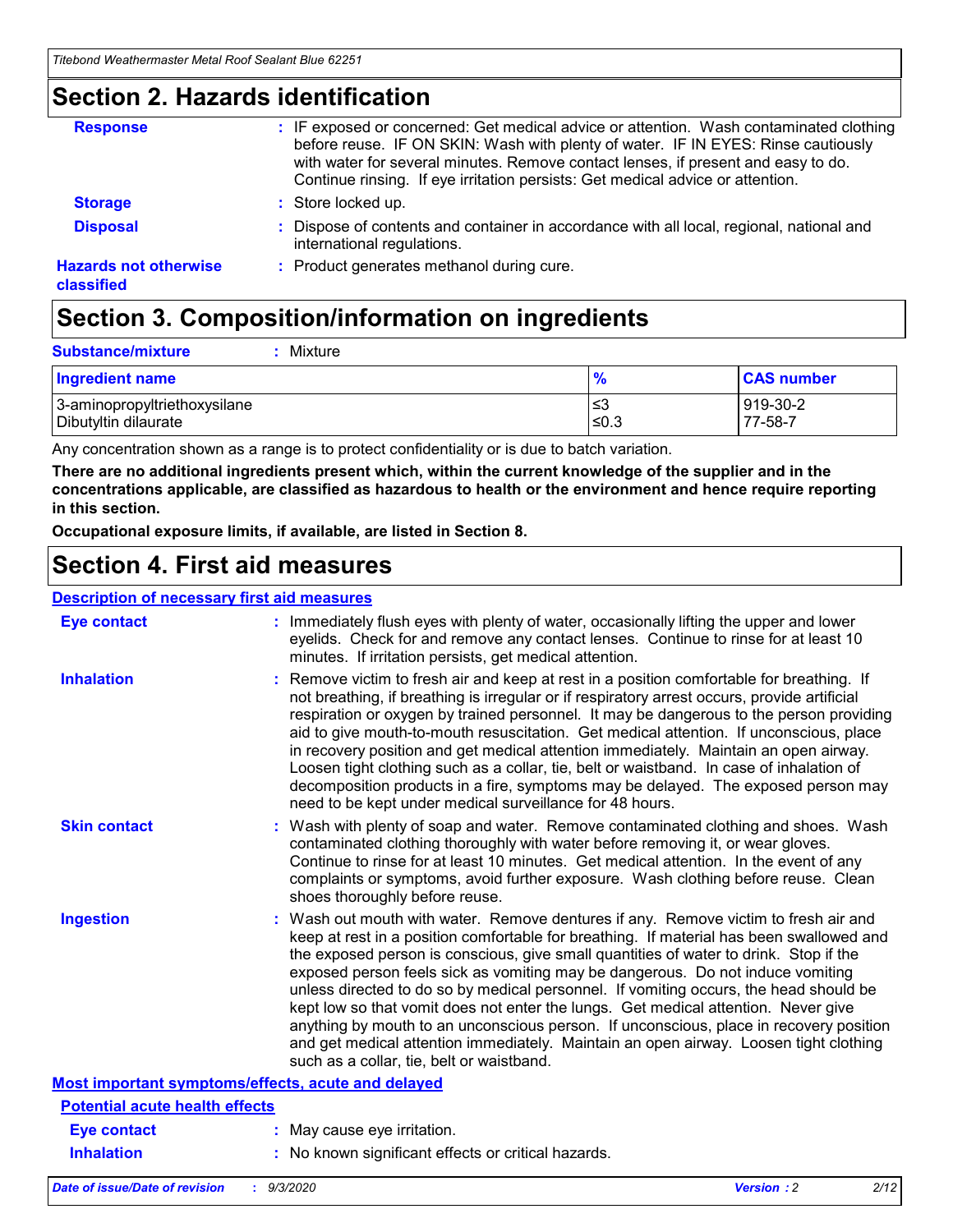## Section 2. Hazards identification

**Response** : IF exposed or concerned: Get medical advice or attention. Wash contaminated clothing before reuse. IF ON SKIN: Wash with plenty of water. IF IN EYES: Rinse cautiously with water for several minutes. Remove contact lenses, if present and easy to do. Continue rinsing. If eye irritation persists: Get medical advice or attention.

**Storage** : Store locked up.

**Disposal** : Dispose of contents and container in accordance with all local, regional, national and international regulations.

**Hazards not otherwise classified** : Product generates methanol during cure.

## Section 3. Composition/information on ingredients

**Substance/mixture** : Mixture

| Ingredient name | % | CAS number |
|---|---|---|
| 3-aminopropyltriethoxysilane | ≤3 | 919-30-2 |
| Dibutyltin dilaurate | ≤0.3 | 77-58-7 |

Any concentration shown as a range is to protect confidentiality or is due to batch variation.

**There are no additional ingredients present which, within the current knowledge of the supplier and in the concentrations applicable, are classified as hazardous to health or the environment and hence require reporting in this section.**

**Occupational exposure limits, if available, are listed in Section 8.**

## Section 4. First aid measures

### Description of necessary first aid measures

**Eye contact** : Immediately flush eyes with plenty of water, occasionally lifting the upper and lower eyelids. Check for and remove any contact lenses. Continue to rinse for at least 10 minutes. If irritation persists, get medical attention.

**Inhalation** : Remove victim to fresh air and keep at rest in a position comfortable for breathing. If not breathing, if breathing is irregular or if respiratory arrest occurs, provide artificial respiration or oxygen by trained personnel. It may be dangerous to the person providing aid to give mouth-to-mouth resuscitation. Get medical attention. If unconscious, place in recovery position and get medical attention immediately. Maintain an open airway. Loosen tight clothing such as a collar, tie, belt or waistband. In case of inhalation of decomposition products in a fire, symptoms may be delayed. The exposed person may need to be kept under medical surveillance for 48 hours.

**Skin contact** : Wash with plenty of soap and water. Remove contaminated clothing and shoes. Wash contaminated clothing thoroughly with water before removing it, or wear gloves. Continue to rinse for at least 10 minutes. Get medical attention. In the event of any complaints or symptoms, avoid further exposure. Wash clothing before reuse. Clean shoes thoroughly before reuse.

**Ingestion** : Wash out mouth with water. Remove dentures if any. Remove victim to fresh air and keep at rest in a position comfortable for breathing. If material has been swallowed and the exposed person is conscious, give small quantities of water to drink. Stop if the exposed person feels sick as vomiting may be dangerous. Do not induce vomiting unless directed to do so by medical personnel. If vomiting occurs, the head should be kept low so that vomit does not enter the lungs. Get medical attention. Never give anything by mouth to an unconscious person. If unconscious, place in recovery position and get medical attention immediately. Maintain an open airway. Loosen tight clothing such as a collar, tie, belt or waistband.

### Most important symptoms/effects, acute and delayed

#### Potential acute health effects

**Eye contact** : May cause eye irritation.

**Inhalation** : No known significant effects or critical hazards.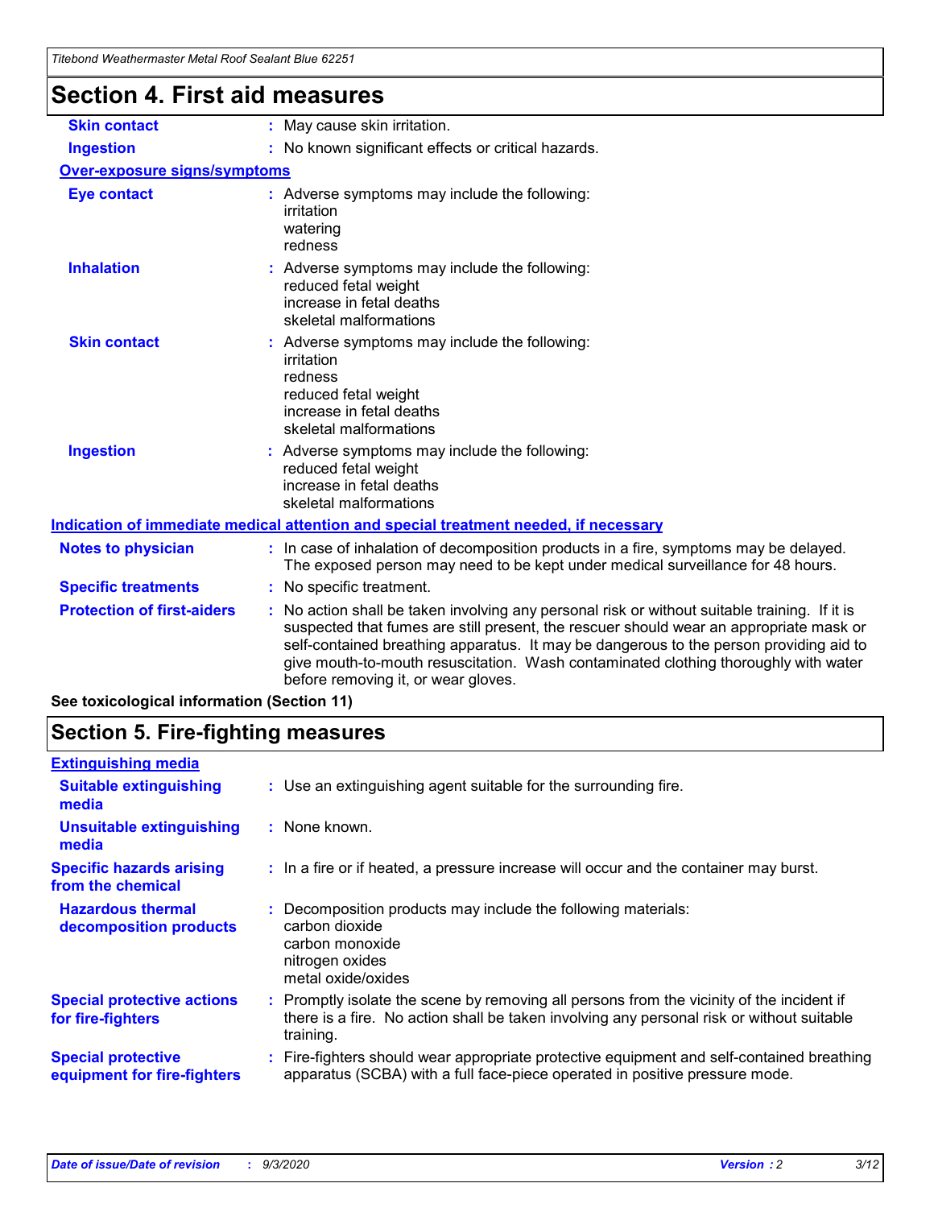## Section 4. First aid measures

| | |
|---|---|
| **Skin contact** | : May cause skin irritation. |
| **Ingestion** | : No known significant effects or critical hazards. |

**Over-exposure signs/symptoms**

| | |
|---|---|
| **Eye contact** | : Adverse symptoms may include the following:<br>irritation<br>watering<br>redness |
| **Inhalation** | : Adverse symptoms may include the following:<br>reduced fetal weight<br>increase in fetal deaths<br>skeletal malformations |
| **Skin contact** | : Adverse symptoms may include the following:<br>irritation<br>redness<br>reduced fetal weight<br>increase in fetal deaths<br>skeletal malformations |
| **Ingestion** | : Adverse symptoms may include the following:<br>reduced fetal weight<br>increase in fetal deaths<br>skeletal malformations |

**Indication of immediate medical attention and special treatment needed, if necessary**

| | |
|---|---|
| **Notes to physician** | : In case of inhalation of decomposition products in a fire, symptoms may be delayed. The exposed person may need to be kept under medical surveillance for 48 hours. |
| **Specific treatments** | : No specific treatment. |
| **Protection of first-aiders** | : No action shall be taken involving any personal risk or without suitable training. If it is suspected that fumes are still present, the rescuer should wear an appropriate mask or self-contained breathing apparatus. It may be dangerous to the person providing aid to give mouth-to-mouth resuscitation. Wash contaminated clothing thoroughly with water before removing it, or wear gloves. |

**See toxicological information (Section 11)**

## Section 5. Fire-fighting measures

**Extinguishing media**

| | |
|---|---|
| **Suitable extinguishing media** | : Use an extinguishing agent suitable for the surrounding fire. |
| **Unsuitable extinguishing media** | : None known. |
| **Specific hazards arising from the chemical** | : In a fire or if heated, a pressure increase will occur and the container may burst. |
| **Hazardous thermal decomposition products** | : Decomposition products may include the following materials:<br>carbon dioxide<br>carbon monoxide<br>nitrogen oxides<br>metal oxide/oxides |
| **Special protective actions for fire-fighters** | : Promptly isolate the scene by removing all persons from the vicinity of the incident if there is a fire. No action shall be taken involving any personal risk or without suitable training. |
| **Special protective equipment for fire-fighters** | : Fire-fighters should wear appropriate protective equipment and self-contained breathing apparatus (SCBA) with a full face-piece operated in positive pressure mode. |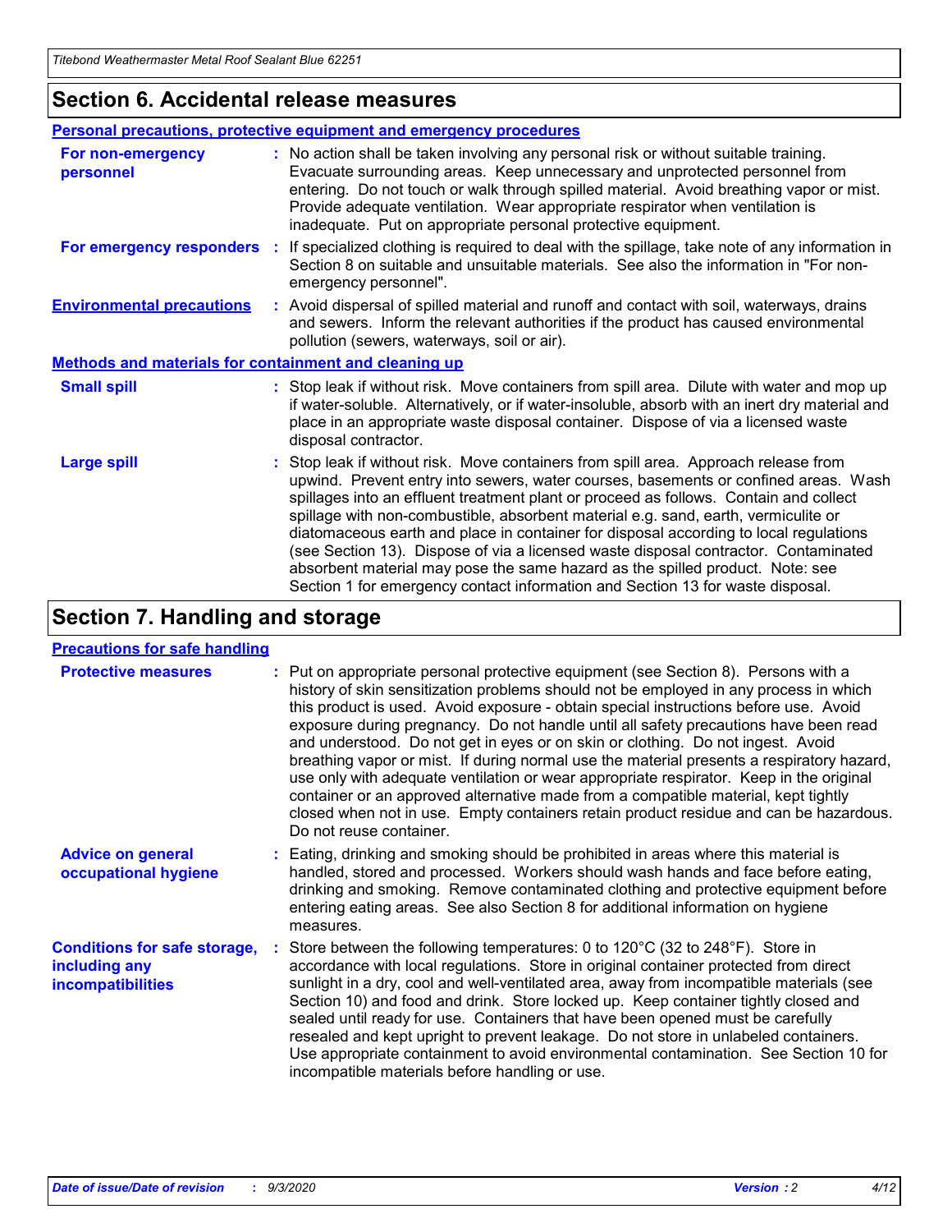## Section 6. Accidental release measures

### Personal precautions, protective equipment and emergency procedures

**For non-emergency personnel** : No action shall be taken involving any personal risk or without suitable training. Evacuate surrounding areas. Keep unnecessary and unprotected personnel from entering. Do not touch or walk through spilled material. Avoid breathing vapor or mist. Provide adequate ventilation. Wear appropriate respirator when ventilation is inadequate. Put on appropriate personal protective equipment.

**For emergency responders** : If specialized clothing is required to deal with the spillage, take note of any information in Section 8 on suitable and unsuitable materials. See also the information in "For non-emergency personnel".

**Environmental precautions** : Avoid dispersal of spilled material and runoff and contact with soil, waterways, drains and sewers. Inform the relevant authorities if the product has caused environmental pollution (sewers, waterways, soil or air).

### Methods and materials for containment and cleaning up

**Small spill** : Stop leak if without risk. Move containers from spill area. Dilute with water and mop up if water-soluble. Alternatively, or if water-insoluble, absorb with an inert dry material and place in an appropriate waste disposal container. Dispose of via a licensed waste disposal contractor.

**Large spill** : Stop leak if without risk. Move containers from spill area. Approach release from upwind. Prevent entry into sewers, water courses, basements or confined areas. Wash spillages into an effluent treatment plant or proceed as follows. Contain and collect spillage with non-combustible, absorbent material e.g. sand, earth, vermiculite or diatomaceous earth and place in container for disposal according to local regulations (see Section 13). Dispose of via a licensed waste disposal contractor. Contaminated absorbent material may pose the same hazard as the spilled product. Note: see Section 1 for emergency contact information and Section 13 for waste disposal.

## Section 7. Handling and storage

### Precautions for safe handling

**Protective measures** : Put on appropriate personal protective equipment (see Section 8). Persons with a history of skin sensitization problems should not be employed in any process in which this product is used. Avoid exposure - obtain special instructions before use. Avoid exposure during pregnancy. Do not handle until all safety precautions have been read and understood. Do not get in eyes or on skin or clothing. Do not ingest. Avoid breathing vapor or mist. If during normal use the material presents a respiratory hazard, use only with adequate ventilation or wear appropriate respirator. Keep in the original container or an approved alternative made from a compatible material, kept tightly closed when not in use. Empty containers retain product residue and can be hazardous. Do not reuse container.

**Advice on general occupational hygiene** : Eating, drinking and smoking should be prohibited in areas where this material is handled, stored and processed. Workers should wash hands and face before eating, drinking and smoking. Remove contaminated clothing and protective equipment before entering eating areas. See also Section 8 for additional information on hygiene measures.

**Conditions for safe storage, including any incompatibilities** : Store between the following temperatures: 0 to 120°C (32 to 248°F). Store in accordance with local regulations. Store in original container protected from direct sunlight in a dry, cool and well-ventilated area, away from incompatible materials (see Section 10) and food and drink. Store locked up. Keep container tightly closed and sealed until ready for use. Containers that have been opened must be carefully resealed and kept upright to prevent leakage. Do not store in unlabeled containers. Use appropriate containment to avoid environmental contamination. See Section 10 for incompatible materials before handling or use.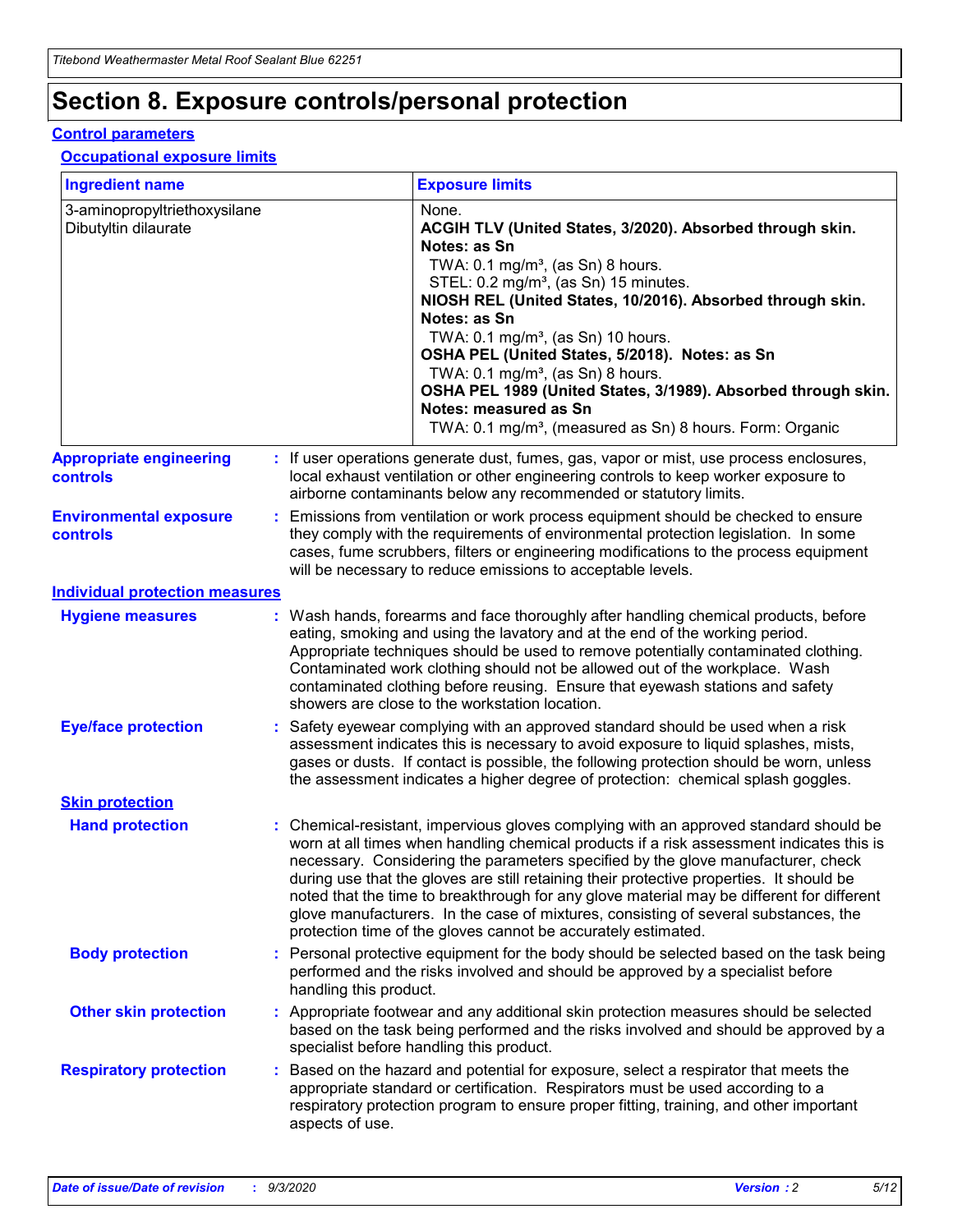# Section 8. Exposure controls/personal protection

## Control parameters

### Occupational exposure limits

| Ingredient name | Exposure limits |
| --- | --- |
| 3-aminopropyltriethoxysilane | None. |
| Dibutyltin dilaurate | **ACGIH TLV (United States, 3/2020). Absorbed through skin. Notes: as Sn**<br>TWA: 0.1 mg/m³, (as Sn) 8 hours.<br>STEL: 0.2 mg/m³, (as Sn) 15 minutes.<br>**NIOSH REL (United States, 10/2016). Absorbed through skin. Notes: as Sn**<br>TWA: 0.1 mg/m³, (as Sn) 10 hours.<br>**OSHA PEL (United States, 5/2018). Notes: as Sn**<br>TWA: 0.1 mg/m³, (as Sn) 8 hours.<br>**OSHA PEL 1989 (United States, 3/1989). Absorbed through skin. Notes: measured as Sn**<br>TWA: 0.1 mg/m³, (measured as Sn) 8 hours. Form: Organic |

**Appropriate engineering controls** : If user operations generate dust, fumes, gas, vapor or mist, use process enclosures, local exhaust ventilation or other engineering controls to keep worker exposure to airborne contaminants below any recommended or statutory limits.

**Environmental exposure controls** : Emissions from ventilation or work process equipment should be checked to ensure they comply with the requirements of environmental protection legislation. In some cases, fume scrubbers, filters or engineering modifications to the process equipment will be necessary to reduce emissions to acceptable levels.

## Individual protection measures

**Hygiene measures** : Wash hands, forearms and face thoroughly after handling chemical products, before eating, smoking and using the lavatory and at the end of the working period. Appropriate techniques should be used to remove potentially contaminated clothing. Contaminated work clothing should not be allowed out of the workplace. Wash contaminated clothing before reusing. Ensure that eyewash stations and safety showers are close to the workstation location.

**Eye/face protection** : Safety eyewear complying with an approved standard should be used when a risk assessment indicates this is necessary to avoid exposure to liquid splashes, mists, gases or dusts. If contact is possible, the following protection should be worn, unless the assessment indicates a higher degree of protection: chemical splash goggles.

### Skin protection

**Hand protection** : Chemical-resistant, impervious gloves complying with an approved standard should be worn at all times when handling chemical products if a risk assessment indicates this is necessary. Considering the parameters specified by the glove manufacturer, check during use that the gloves are still retaining their protective properties. It should be noted that the time to breakthrough for any glove material may be different for different glove manufacturers. In the case of mixtures, consisting of several substances, the protection time of the gloves cannot be accurately estimated.

**Body protection** : Personal protective equipment for the body should be selected based on the task being performed and the risks involved and should be approved by a specialist before handling this product.

**Other skin protection** : Appropriate footwear and any additional skin protection measures should be selected based on the task being performed and the risks involved and should be approved by a specialist before handling this product.

**Respiratory protection** : Based on the hazard and potential for exposure, select a respirator that meets the appropriate standard or certification. Respirators must be used according to a respiratory protection program to ensure proper fitting, training, and other important aspects of use.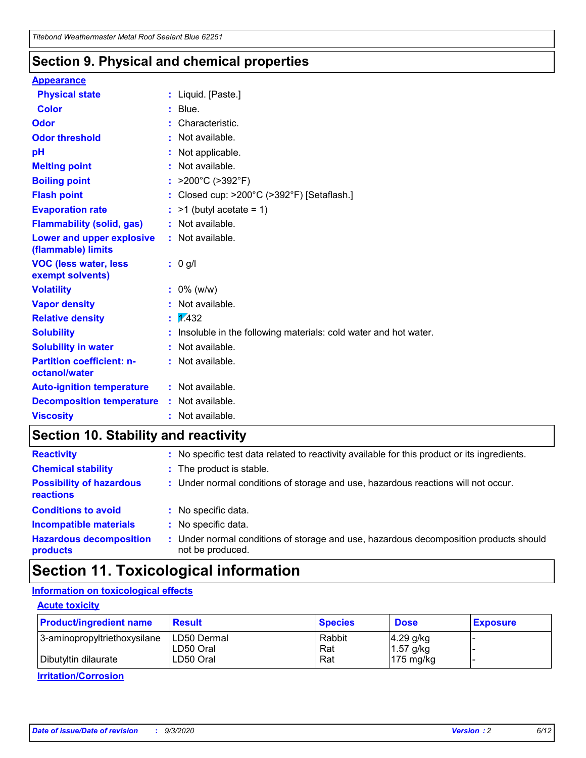## Section 9. Physical and chemical properties

**Appearance**

| | | |
|---|---|---|
| **Physical state** | : | Liquid. [Paste.] |
| **Color** | : | Blue. |
| **Odor** | : | Characteristic. |
| **Odor threshold** | : | Not available. |
| **pH** | : | Not applicable. |
| **Melting point** | : | Not available. |
| **Boiling point** | : | >200°C (>392°F) |
| **Flash point** | : | Closed cup: >200°C (>392°F) [Setaflash.] |
| **Evaporation rate** | : | >1 (butyl acetate = 1) |
| **Flammability (solid, gas)** | : | Not available. |
| **Lower and upper explosive (flammable) limits** | : | Not available. |
| **VOC (less water, less exempt solvents)** | : | 0 g/l |
| **Volatility** | : | 0% (w/w) |
| **Vapor density** | : | Not available. |
| **Relative density** | : | 1.432 |
| **Solubility** | : | Insoluble in the following materials: cold water and hot water. |
| **Solubility in water** | : | Not available. |
| **Partition coefficient: n-octanol/water** | : | Not available. |
| **Auto-ignition temperature** | : | Not available. |
| **Decomposition temperature** | : | Not available. |
| **Viscosity** | : | Not available. |

## Section 10. Stability and reactivity

| | | |
|---|---|---|
| **Reactivity** | : | No specific test data related to reactivity available for this product or its ingredients. |
| **Chemical stability** | : | The product is stable. |
| **Possibility of hazardous reactions** | : | Under normal conditions of storage and use, hazardous reactions will not occur. |
| **Conditions to avoid** | : | No specific data. |
| **Incompatible materials** | : | No specific data. |
| **Hazardous decomposition products** | : | Under normal conditions of storage and use, hazardous decomposition products should not be produced. |

## Section 11. Toxicological information

**Information on toxicological effects**

**Acute toxicity**

| Product/ingredient name | Result | Species | Dose | Exposure |
|---|---|---|---|---|
| 3-aminopropyltriethoxysilane | LD50 Dermal | Rabbit | 4.29 g/kg | - |
| | LD50 Oral | Rat | 1.57 g/kg | - |
| Dibutyltin dilaurate | LD50 Oral | Rat | 175 mg/kg | - |

**Irritation/Corrosion**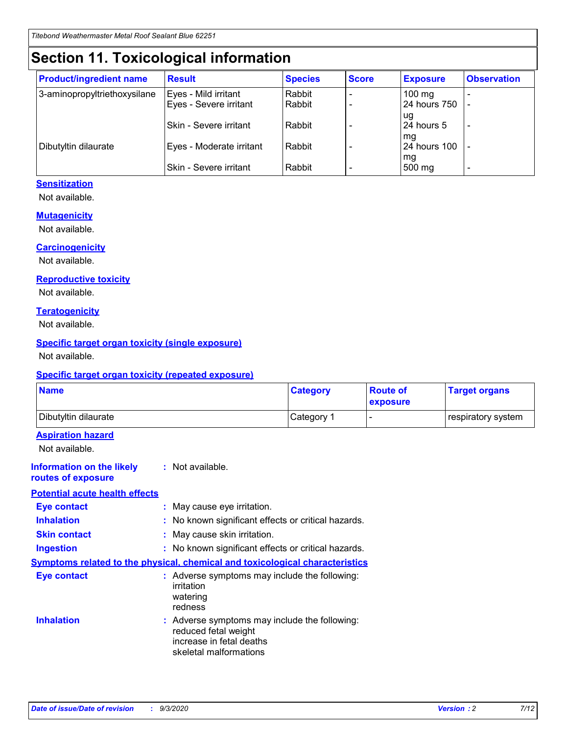# Section 11. Toxicological information

| Product/ingredient name | Result | Species | Score | Exposure | Observation |
|---|---|---|---|---|---|
| 3-aminopropyltriethoxysilane | Eyes - Mild irritant | Rabbit | - | 100 mg | - |
| | Eyes - Severe irritant | Rabbit | - | 24 hours 750 ug | - |
| | Skin - Severe irritant | Rabbit | - | 24 hours 5 mg | - |
| Dibutyltin dilaurate | Eyes - Moderate irritant | Rabbit | - | 24 hours 100 mg | - |
| | Skin - Severe irritant | Rabbit | - | 500 mg | - |

### Sensitization

Not available.

### Mutagenicity

Not available.

### Carcinogenicity

Not available.

### Reproductive toxicity

Not available.

### Teratogenicity

Not available.

### Specific target organ toxicity (single exposure)

Not available.

### Specific target organ toxicity (repeated exposure)

| Name | Category | Route of exposure | Target organs |
|---|---|---|---|
| Dibutyltin dilaurate | Category 1 | - | respiratory system |

### Aspiration hazard

Not available.

**Information on the likely routes of exposure** : Not available.

### Potential acute health effects

**Eye contact** : May cause eye irritation.

**Inhalation** : No known significant effects or critical hazards.

**Skin contact** : May cause skin irritation.

**Ingestion** : No known significant effects or critical hazards.

### Symptoms related to the physical, chemical and toxicological characteristics

**Eye contact** : Adverse symptoms may include the following:
irritation
watering
redness

**Inhalation** : Adverse symptoms may include the following:
reduced fetal weight
increase in fetal deaths
skeletal malformations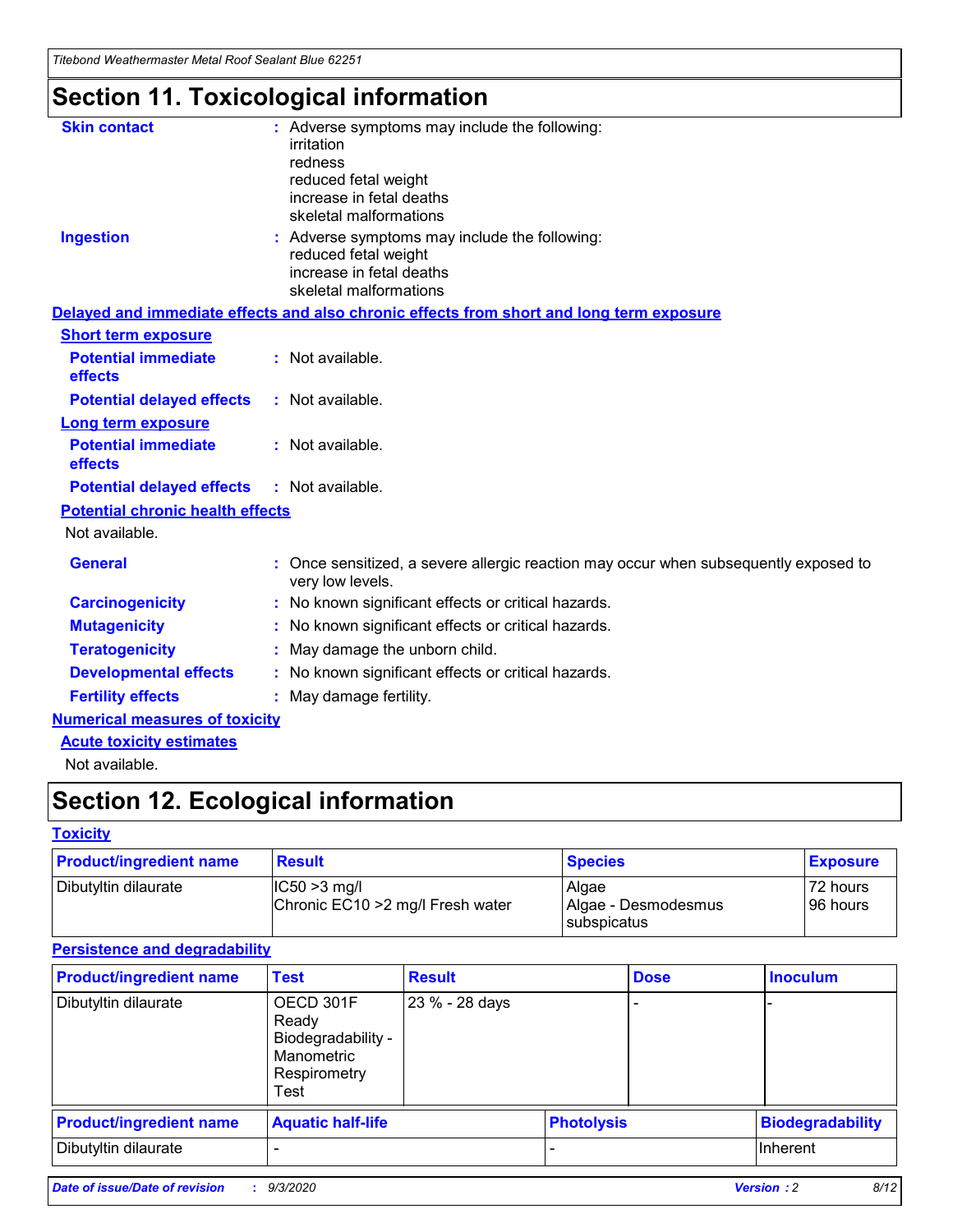# Section 11. Toxicological information

**Skin contact** : Adverse symptoms may include the following:
irritation
redness
reduced fetal weight
increase in fetal deaths
skeletal malformations

**Ingestion** : Adverse symptoms may include the following:
reduced fetal weight
increase in fetal deaths
skeletal malformations

**Delayed and immediate effects and also chronic effects from short and long term exposure**

**Short term exposure**

**Potential immediate effects** : Not available.

**Potential delayed effects** : Not available.

**Long term exposure**

**Potential immediate effects** : Not available.

**Potential delayed effects** : Not available.

**Potential chronic health effects**

Not available.

**General** : Once sensitized, a severe allergic reaction may occur when subsequently exposed to very low levels.

**Carcinogenicity** : No known significant effects or critical hazards.

**Mutagenicity** : No known significant effects or critical hazards.

**Teratogenicity** : May damage the unborn child.

**Developmental effects** : No known significant effects or critical hazards.

**Fertility effects** : May damage fertility.

**Numerical measures of toxicity**

**Acute toxicity estimates**

Not available.

# Section 12. Ecological information

**Toxicity**

| Product/ingredient name | Result | Species | Exposure |
|---|---|---|---|
| Dibutyltin dilaurate | IC50 >3 mg/l<br>Chronic EC10 >2 mg/l Fresh water | Algae<br>Algae - Desmodesmus subspicatus | 72 hours<br>96 hours |

**Persistence and degradability**

| Product/ingredient name | Test | Result | Dose | Inoculum |
|---|---|---|---|---|
| Dibutyltin dilaurate | OECD 301F Ready Biodegradability - Manometric Respirometry Test | 23 % - 28 days | - | - |

| Product/ingredient name | Aquatic half-life | Photolysis | Biodegradability |
|---|---|---|---|
| Dibutyltin dilaurate | - | - | Inherent |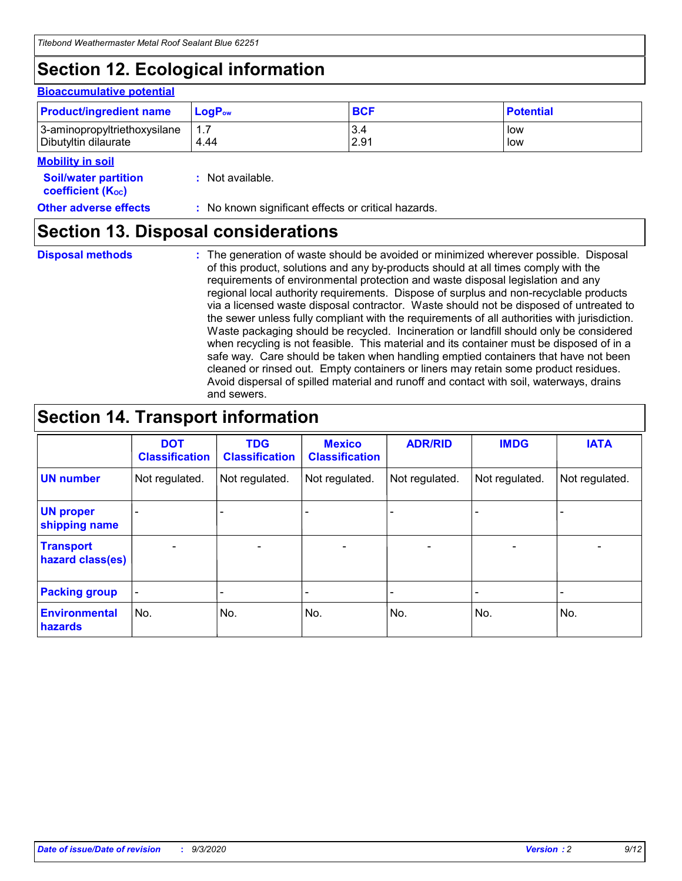## Section 12. Ecological information

### Bioaccumulative potential

| Product/ingredient name | $LogP_{ow}$ | BCF | Potential |
|---|---|---|---|
| 3-aminopropyltriethoxysilane | 1.7 | 3.4 | low |
| Dibutyltin dilaurate | 4.44 | 2.91 | low |

### Mobility in soil

**Soil/water partition coefficient ($K_{OC}$)** : Not available.

**Other adverse effects** : No known significant effects or critical hazards.

## Section 13. Disposal considerations

**Disposal methods** : The generation of waste should be avoided or minimized wherever possible. Disposal of this product, solutions and any by-products should at all times comply with the requirements of environmental protection and waste disposal legislation and any regional local authority requirements. Dispose of surplus and non-recyclable products via a licensed waste disposal contractor. Waste should not be disposed of untreated to the sewer unless fully compliant with the requirements of all authorities with jurisdiction. Waste packaging should be recycled. Incineration or landfill should only be considered when recycling is not feasible. This material and its container must be disposed of in a safe way. Care should be taken when handling emptied containers that have not been cleaned or rinsed out. Empty containers or liners may retain some product residues. Avoid dispersal of spilled material and runoff and contact with soil, waterways, drains and sewers.

## Section 14. Transport information

| | DOT Classification | TDG Classification | Mexico Classification | ADR/RID | IMDG | IATA |
|---|---|---|---|---|---|---|
| UN number | Not regulated. | Not regulated. | Not regulated. | Not regulated. | Not regulated. | Not regulated. |
| UN proper shipping name | - | - | - | - | - | - |
| Transport hazard class(es) | - | - | - | - | - | - |
| Packing group | - | - | - | - | - | - |
| Environmental hazards | No. | No. | No. | No. | No. | No. |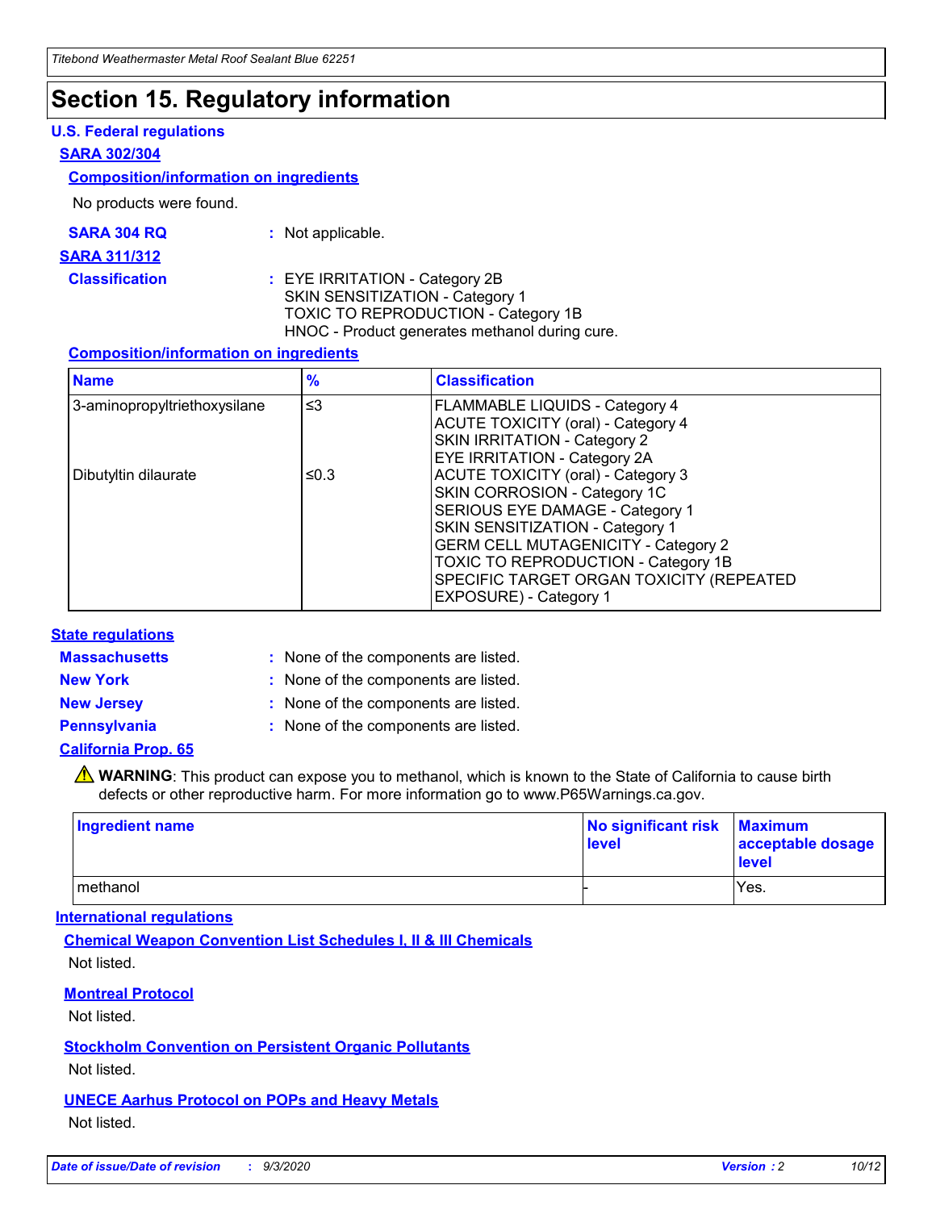# Section 15. Regulatory information

### U.S. Federal regulations

#### SARA 302/304

##### Composition/information on ingredients

No products were found.

**SARA 304 RQ** : Not applicable.

#### SARA 311/312

**Classification** : EYE IRRITATION - Category 2B
SKIN SENSITIZATION - Category 1
TOXIC TO REPRODUCTION - Category 1B
HNOC - Product generates methanol during cure.

##### Composition/information on ingredients

| Name | % | Classification |
|---|---|---|
| 3-aminopropyltriethoxysilane | ≤3 | FLAMMABLE LIQUIDS - Category 4<br>ACUTE TOXICITY (oral) - Category 4<br>SKIN IRRITATION - Category 2<br>EYE IRRITATION - Category 2A |
| Dibutyltin dilaurate | ≤0.3 | ACUTE TOXICITY (oral) - Category 3<br>SKIN CORROSION - Category 1C<br>SERIOUS EYE DAMAGE - Category 1<br>SKIN SENSITIZATION - Category 1<br>GERM CELL MUTAGENICITY - Category 2<br>TOXIC TO REPRODUCTION - Category 1B<br>SPECIFIC TARGET ORGAN TOXICITY (REPEATED EXPOSURE) - Category 1 |

### State regulations

**Massachusetts** : None of the components are listed.

**New York** : None of the components are listed.

**New Jersey** : None of the components are listed.

**Pennsylvania** : None of the components are listed.

#### California Prop. 65

⚠ **WARNING**: This product can expose you to methanol, which is known to the State of California to cause birth defects or other reproductive harm. For more information go to www.P65Warnings.ca.gov.

| Ingredient name | No significant risk level | Maximum acceptable dosage level |
|---|---|---|
| methanol | - | Yes. |

### International regulations

#### Chemical Weapon Convention List Schedules I, II & III Chemicals

Not listed.

#### Montreal Protocol

Not listed.

#### Stockholm Convention on Persistent Organic Pollutants

Not listed.

#### UNECE Aarhus Protocol on POPs and Heavy Metals

Not listed.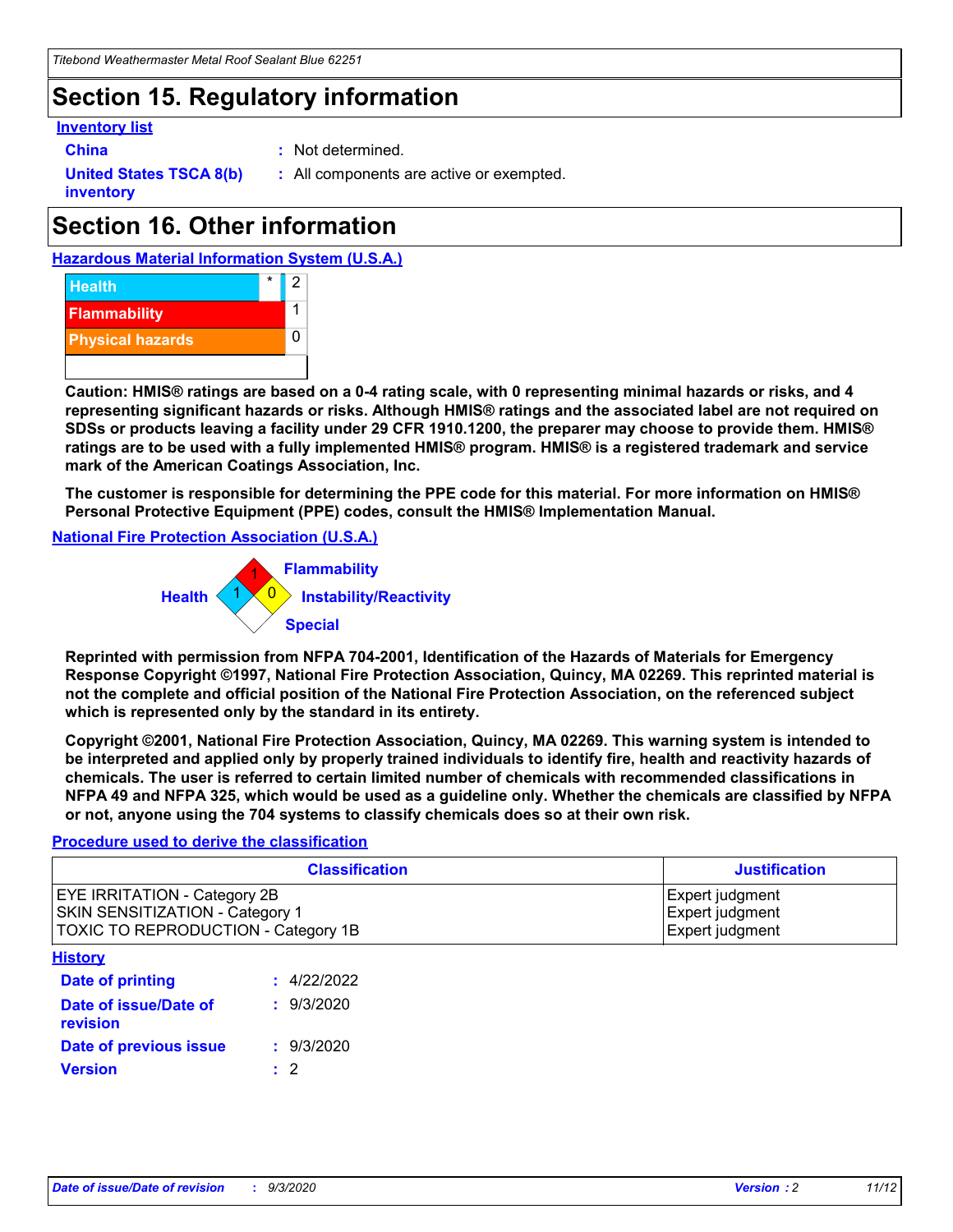# Section 15. Regulatory information

**Inventory list**

**China** : Not determined.

**United States TSCA 8(b) inventory** : All components are active or exempted.

# Section 16. Other information

**Hazardous Material Information System (U.S.A.)**

| | | |
|---|---|---|
| Health | * | 2 |
| Flammability | | 1 |
| Physical hazards | | 0 |

**Caution: HMIS® ratings are based on a 0-4 rating scale, with 0 representing minimal hazards or risks, and 4 representing significant hazards or risks. Although HMIS® ratings and the associated label are not required on SDSs or products leaving a facility under 29 CFR 1910.1200, the preparer may choose to provide them. HMIS® ratings are to be used with a fully implemented HMIS® program. HMIS® is a registered trademark and service mark of the American Coatings Association, Inc.**

**The customer is responsible for determining the PPE code for this material. For more information on HMIS® Personal Protective Equipment (PPE) codes, consult the HMIS® Implementation Manual.**

**National Fire Protection Association (U.S.A.)**

Health: 1
Flammability: 1
Instability/Reactivity: 0
Special:

**Reprinted with permission from NFPA 704-2001, Identification of the Hazards of Materials for Emergency Response Copyright ©1997, National Fire Protection Association, Quincy, MA 02269. This reprinted material is not the complete and official position of the National Fire Protection Association, on the referenced subject which is represented only by the standard in its entirety.**

**Copyright ©2001, National Fire Protection Association, Quincy, MA 02269. This warning system is intended to be interpreted and applied only by properly trained individuals to identify fire, health and reactivity hazards of chemicals. The user is referred to certain limited number of chemicals with recommended classifications in NFPA 49 and NFPA 325, which would be used as a guideline only. Whether the chemicals are classified by NFPA or not, anyone using the 704 systems to classify chemicals does so at their own risk.**

**Procedure used to derive the classification**

| Classification | Justification |
|---|---|
| EYE IRRITATION - Category 2B | Expert judgment |
| SKIN SENSITIZATION - Category 1 | Expert judgment |
| TOXIC TO REPRODUCTION - Category 1B | Expert judgment |

**History**

**Date of printing** : 4/22/2022

**Date of issue/Date of revision** : 9/3/2020

**Date of previous issue** : 9/3/2020

**Version** : 2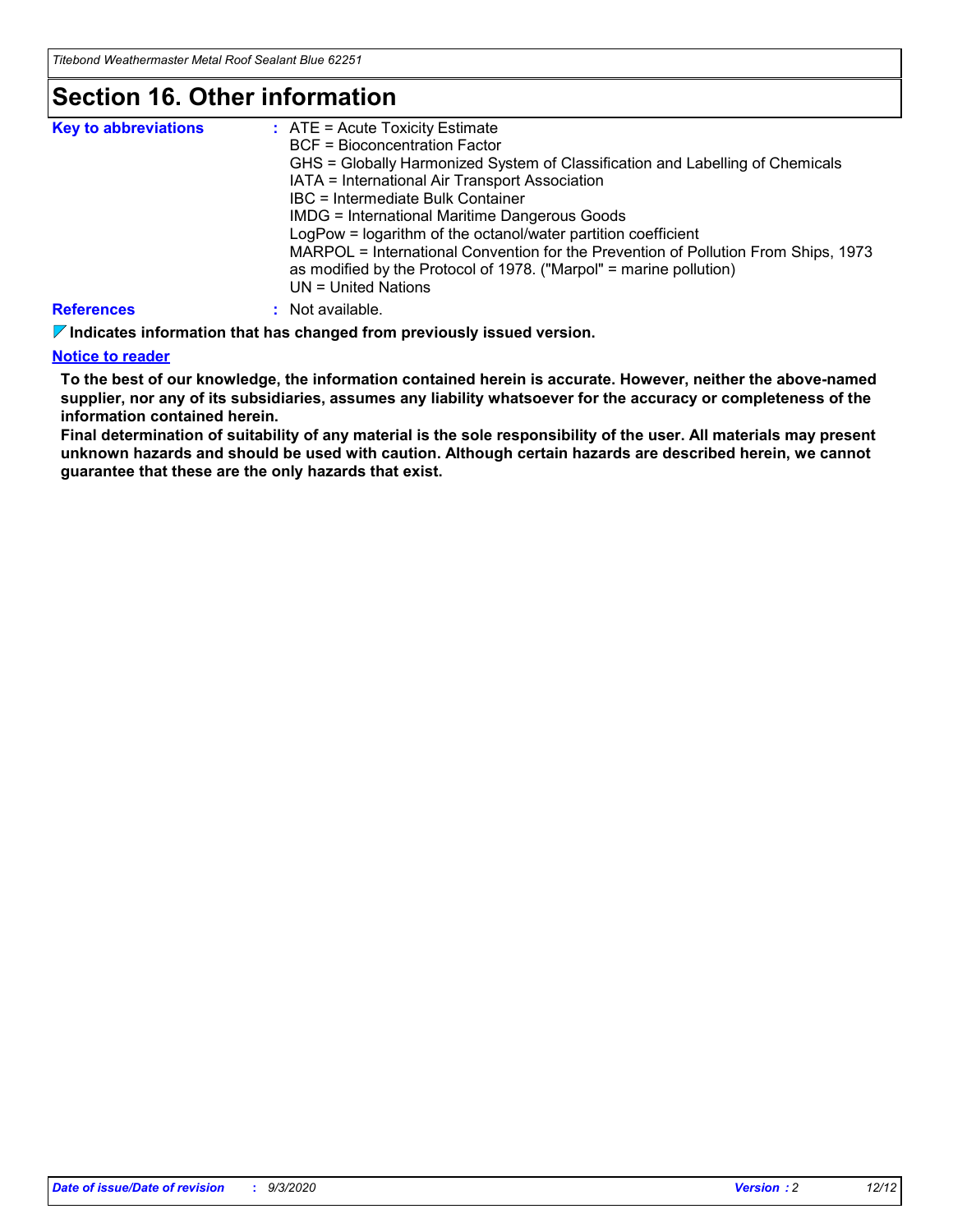# Section 16. Other information

**Key to abbreviations** : ATE = Acute Toxicity Estimate
BCF = Bioconcentration Factor
GHS = Globally Harmonized System of Classification and Labelling of Chemicals
IATA = International Air Transport Association
IBC = Intermediate Bulk Container
IMDG = International Maritime Dangerous Goods
LogPow = logarithm of the octanol/water partition coefficient
MARPOL = International Convention for the Prevention of Pollution From Ships, 1973 as modified by the Protocol of 1978. ("Marpol" = marine pollution)
UN = United Nations

**References** : Not available.

**Indicates information that has changed from previously issued version.**

**Notice to reader**

**To the best of our knowledge, the information contained herein is accurate. However, neither the above-named supplier, nor any of its subsidiaries, assumes any liability whatsoever for the accuracy or completeness of the information contained herein.**

**Final determination of suitability of any material is the sole responsibility of the user. All materials may present unknown hazards and should be used with caution. Although certain hazards are described herein, we cannot guarantee that these are the only hazards that exist.**